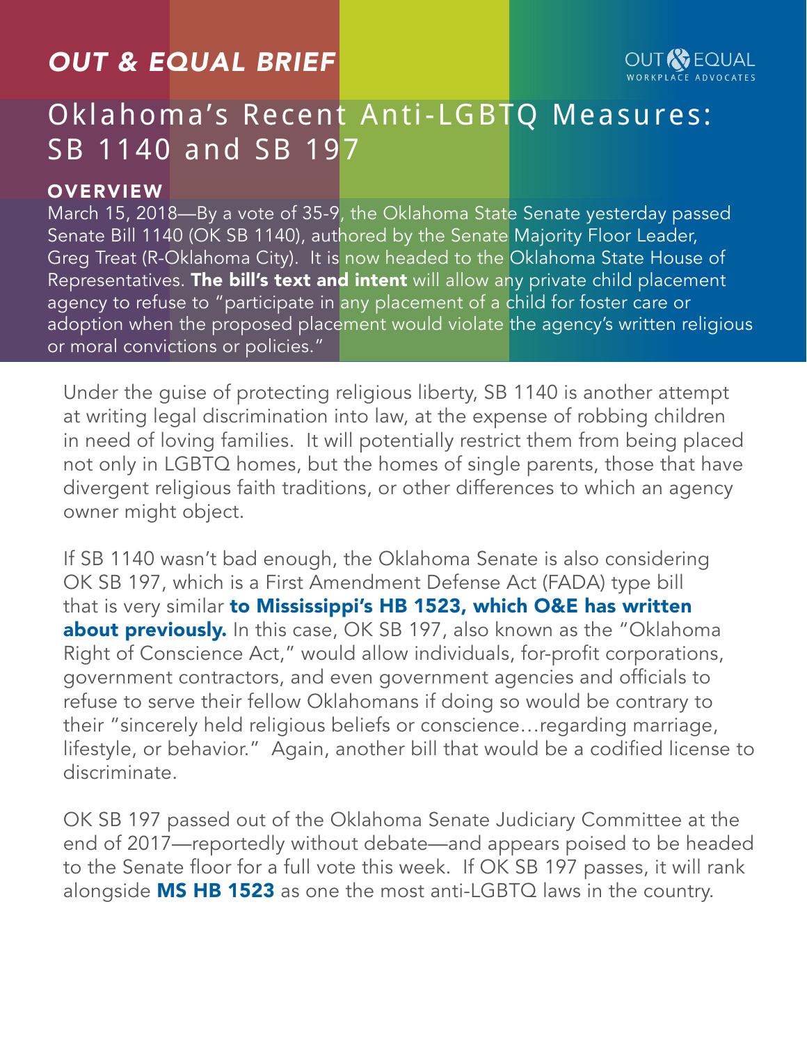*OUT & EQUAL BRIEF*

OUT & EQUAL WORKPLACE ADVOCATES

# Oklahoma's Recent Anti-LGBTQ Measures: SB 1140 and SB 197

## OVERVIEW

March 15, 2018—By a vote of 35-9, the Oklahoma State Senate yesterday passed Senate Bill 1140 (OK SB 1140), authored by the Senate Majority Floor Leader, Greg Treat (R-Oklahoma City). It is now headed to the Oklahoma State House of Representatives. **The bill's text and intent** will allow any private child placement agency to refuse to "participate in any placement of a child for foster care or adoption when the proposed placement would violate the agency's written religious or moral convictions or policies."

Under the guise of protecting religious liberty, SB 1140 is another attempt at writing legal discrimination into law, at the expense of robbing children in need of loving families. It will potentially restrict them from being placed not only in LGBTQ homes, but the homes of single parents, those that have divergent religious faith traditions, or other differences to which an agency owner might object.

If SB 1140 wasn't bad enough, the Oklahoma Senate is also considering OK SB 197, which is a First Amendment Defense Act (FADA) type bill that is very similar **to Mississippi's HB 1523, which O&E has written about previously.** In this case, OK SB 197, also known as the "Oklahoma Right of Conscience Act," would allow individuals, for-profit corporations, government contractors, and even government agencies and officials to refuse to serve their fellow Oklahomans if doing so would be contrary to their "sincerely held religious beliefs or conscience…regarding marriage, lifestyle, or behavior." Again, another bill that would be a codified license to discriminate.

OK SB 197 passed out of the Oklahoma Senate Judiciary Committee at the end of 2017—reportedly without debate—and appears poised to be headed to the Senate floor for a full vote this week. If OK SB 197 passes, it will rank alongside **MS HB 1523** as one the most anti-LGBTQ laws in the country.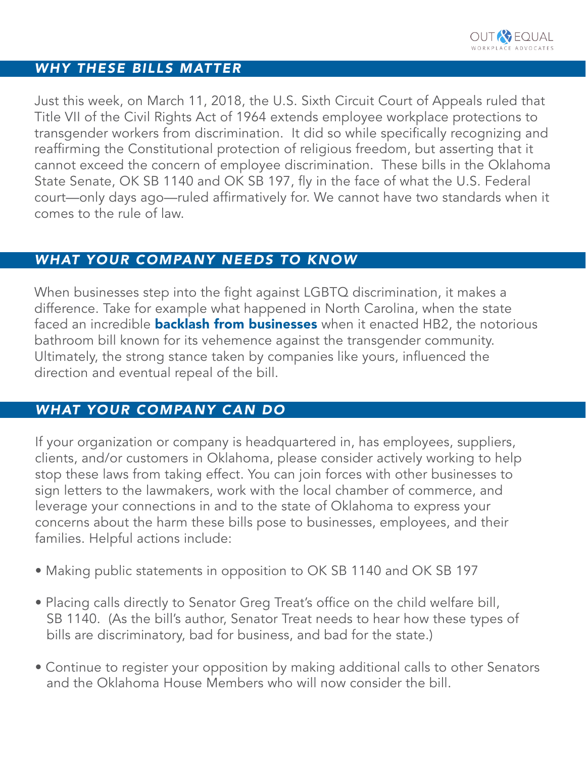## *WHY THESE BILLS MATTER*

Just this week, on March 11, 2018, the U.S. Sixth Circuit Court of Appeals ruled that Title VII of the Civil Rights Act of 1964 extends employee workplace protections to transgender workers from discrimination. It did so while specifically recognizing and reaffirming the Constitutional protection of religious freedom, but asserting that it cannot exceed the concern of employee discrimination. These bills in the Oklahoma State Senate, OK SB 1140 and OK SB 197, fly in the face of what the U.S. Federal court—only days ago—ruled affirmatively for. We cannot have two standards when it comes to the rule of law.

## *WHAT YOUR COMPANY NEEDS TO KNOW*

When businesses step into the fight against LGBTQ discrimination, it makes a difference. Take for example what happened in North Carolina, when the state faced an incredible **backlash from businesses** when it enacted HB2, the notorious bathroom bill known for its vehemence against the transgender community. Ultimately, the strong stance taken by companies like yours, influenced the direction and eventual repeal of the bill.

## *WHAT YOUR COMPANY CAN DO*

If your organization or company is headquartered in, has employees, suppliers, clients, and/or customers in Oklahoma, please consider actively working to help stop these laws from taking effect. You can join forces with other businesses to sign letters to the lawmakers, work with the local chamber of commerce, and leverage your connections in and to the state of Oklahoma to express your concerns about the harm these bills pose to businesses, employees, and their families. Helpful actions include:

- Making public statements in opposition to OK SB 1140 and OK SB 197
- Placing calls directly to Senator Greg Treat's office on the child welfare bill, SB 1140. (As the bill's author, Senator Treat needs to hear how these types of bills are discriminatory, bad for business, and bad for the state.)
- Continue to register your opposition by making additional calls to other Senators and the Oklahoma House Members who will now consider the bill.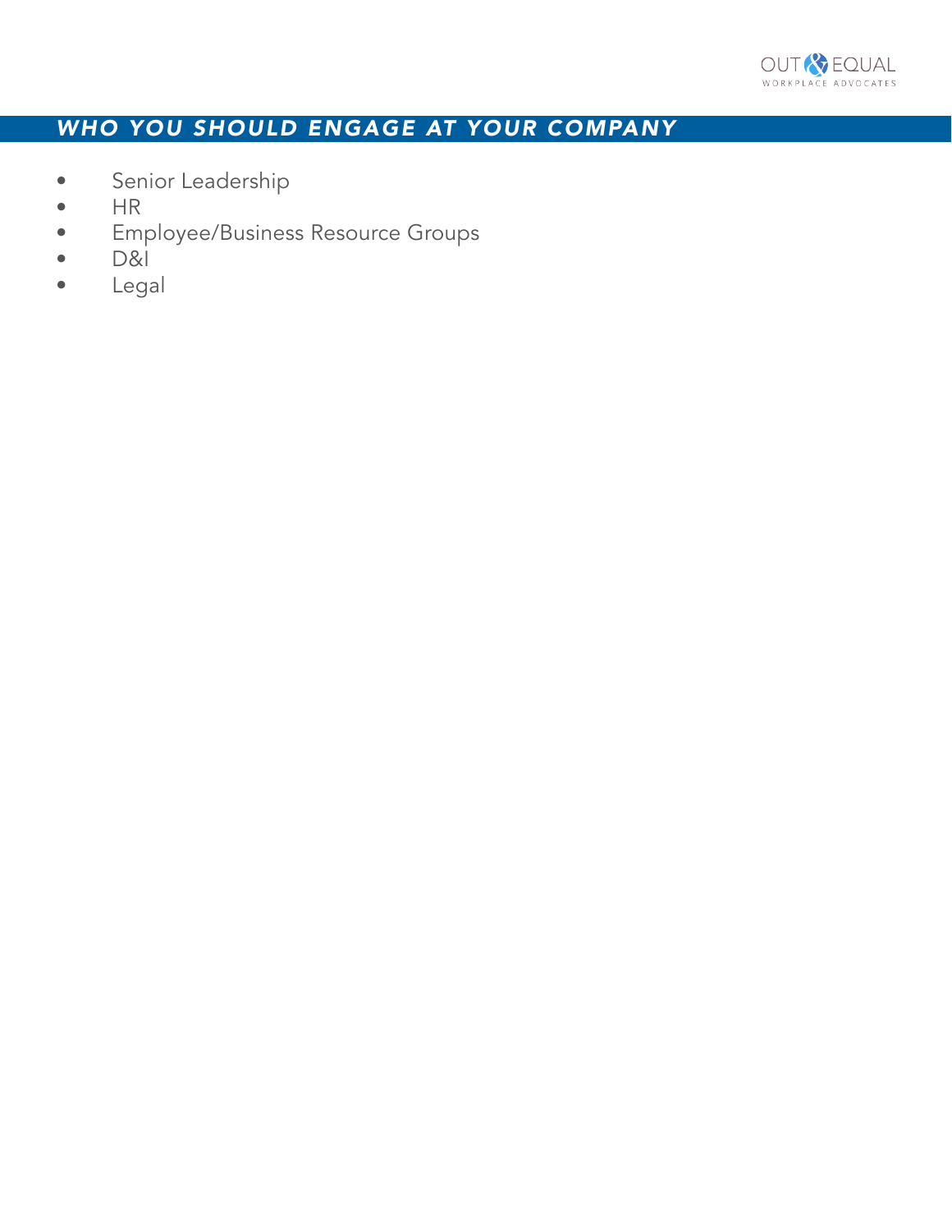## *WHO YOU SHOULD ENGAGE AT YOUR COMPANY*

- Senior Leadership
- HR
- Employee/Business Resource Groups
- D&I
- Legal